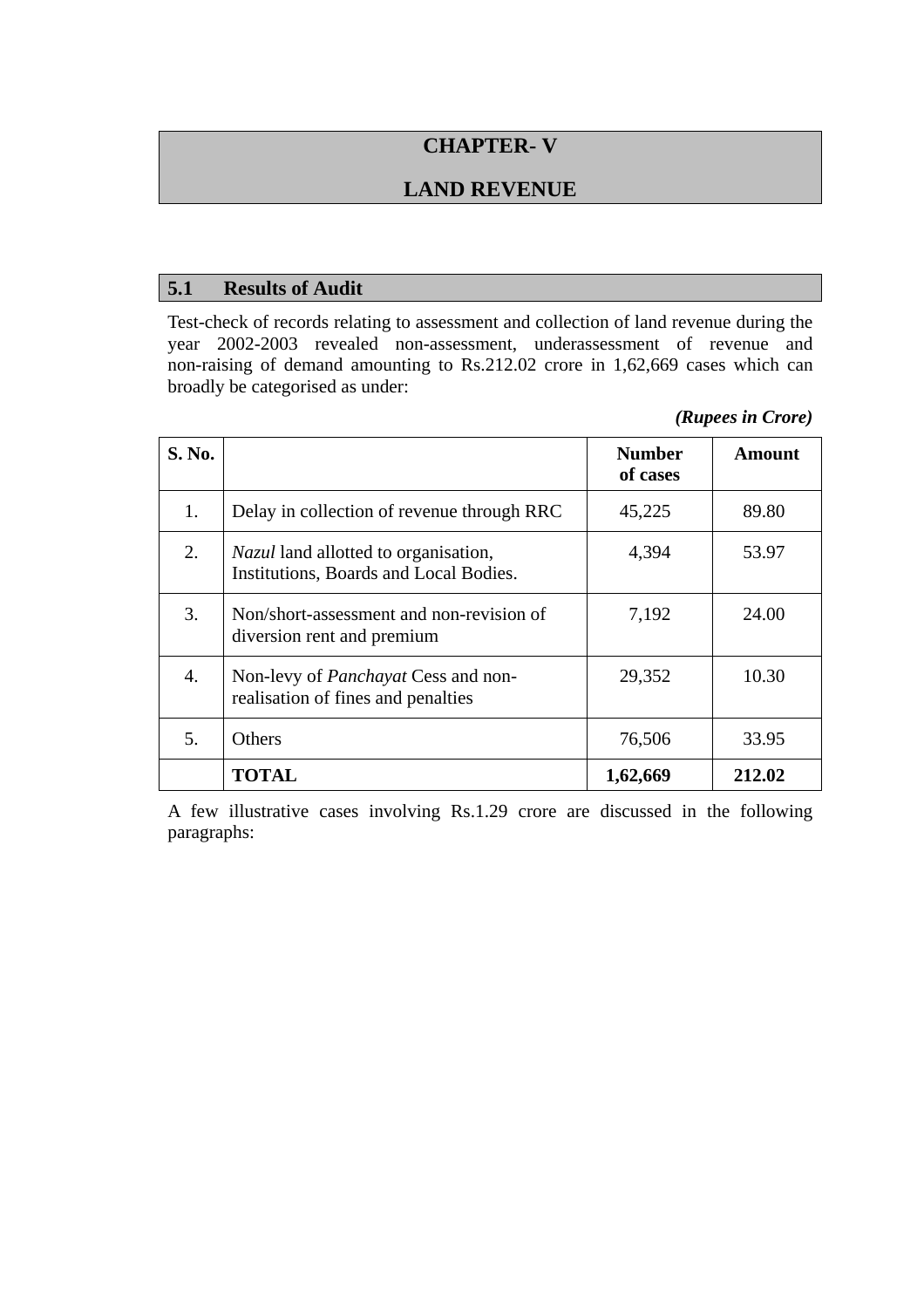# CHAPTER- V

# LAND REVENUE

## 5.1 Results of Audit

Test-check of records relating to assessment and collection of land revenue during the year 2002-2003 revealed non-assessment, underassessment of revenue and non-raising of demand amounting to Rs.212.02 crore in 1,62,669 cases which can broadly be categorised as under:

***(Rupees in Crore)***

| S. No. | | Number of cases | Amount |
|---|---|---|---|
| 1. | Delay in collection of revenue through RRC | 45,225 | 89.80 |
| 2. | *Nazul* land allotted to organisation, Institutions, Boards and Local Bodies. | 4,394 | 53.97 |
| 3. | Non/short-assessment and non-revision of diversion rent and premium | 7,192 | 24.00 |
| 4. | Non-levy of *Panchayat* Cess and non-realisation of fines and penalties | 29,352 | 10.30 |
| 5. | Others | 76,506 | 33.95 |
| | **TOTAL** | **1,62,669** | **212.02** |

A few illustrative cases involving Rs.1.29 crore are discussed in the following paragraphs: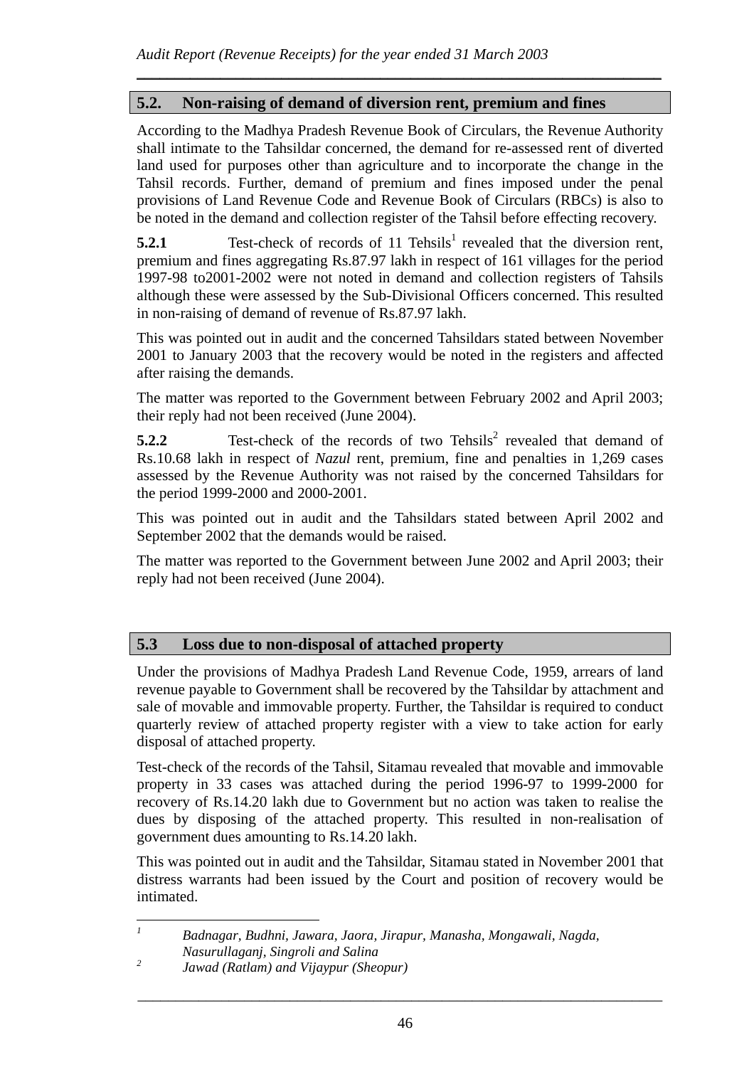## 5.2. Non-raising of demand of diversion rent, premium and fines

According to the Madhya Pradesh Revenue Book of Circulars, the Revenue Authority shall intimate to the Tahsildar concerned, the demand for re-assessed rent of diverted land used for purposes other than agriculture and to incorporate the change in the Tahsil records. Further, demand of premium and fines imposed under the penal provisions of Land Revenue Code and Revenue Book of Circulars (RBCs) is also to be noted in the demand and collection register of the Tahsil before effecting recovery.

**5.2.1** Test-check of records of 11 Tehsils[1] revealed that the diversion rent, premium and fines aggregating Rs.87.97 lakh in respect of 161 villages for the period 1997-98 to2001-2002 were not noted in demand and collection registers of Tahsils although these were assessed by the Sub-Divisional Officers concerned. This resulted in non-raising of demand of revenue of Rs.87.97 lakh.

This was pointed out in audit and the concerned Tahsildars stated between November 2001 to January 2003 that the recovery would be noted in the registers and affected after raising the demands.

The matter was reported to the Government between February 2002 and April 2003; their reply had not been received (June 2004).

**5.2.2** Test-check of the records of two Tehsils[2] revealed that demand of Rs.10.68 lakh in respect of *Nazul* rent, premium, fine and penalties in 1,269 cases assessed by the Revenue Authority was not raised by the concerned Tahsildars for the period 1999-2000 and 2000-2001.

This was pointed out in audit and the Tahsildars stated between April 2002 and September 2002 that the demands would be raised.

The matter was reported to the Government between June 2002 and April 2003; their reply had not been received (June 2004).

## 5.3 Loss due to non-disposal of attached property

Under the provisions of Madhya Pradesh Land Revenue Code, 1959, arrears of land revenue payable to Government shall be recovered by the Tahsildar by attachment and sale of movable and immovable property. Further, the Tahsildar is required to conduct quarterly review of attached property register with a view to take action for early disposal of attached property.

Test-check of the records of the Tahsil, Sitamau revealed that movable and immovable property in 33 cases was attached during the period 1996-97 to 1999-2000 for recovery of Rs.14.20 lakh due to Government but no action was taken to realise the dues by disposing of the attached property. This resulted in non-realisation of government dues amounting to Rs.14.20 lakh.

This was pointed out in audit and the Tahsildar, Sitamau stated in November 2001 that distress warrants had been issued by the Court and position of recovery would be intimated.

---

[1] *Badnagar, Budhni, Jawara, Jaora, Jirapur, Manasha, Mongawali, Nagda, Nasurullaganj, Singroli and Salina*

[2] *Jawad (Ratlam) and Vijaypur (Sheopur)*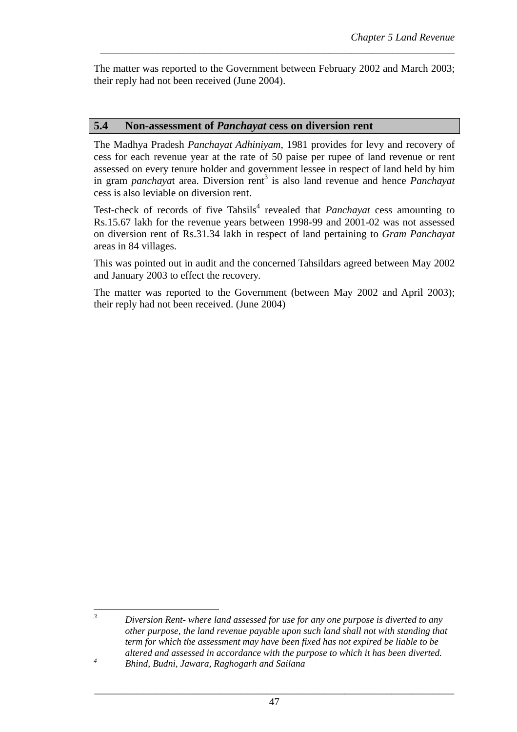The matter was reported to the Government between February 2002 and March 2003; their reply had not been received (June 2004).

## 5.4 Non-assessment of *Panchayat* cess on diversion rent

The Madhya Pradesh *Panchayat Adhiniyam*, 1981 provides for levy and recovery of cess for each revenue year at the rate of 50 paise per rupee of land revenue or rent assessed on every tenure holder and government lessee in respect of land held by him in gram *panchaya*t area. Diversion rent[3] is also land revenue and hence *Panchayat* cess is also leviable on diversion rent.

Test-check of records of five Tahsils[4] revealed that *Panchayat* cess amounting to Rs.15.67 lakh for the revenue years between 1998-99 and 2001-02 was not assessed on diversion rent of Rs.31.34 lakh in respect of land pertaining to *Gram Panchayat* areas in 84 villages.

This was pointed out in audit and the concerned Tahsildars agreed between May 2002 and January 2003 to effect the recovery.

The matter was reported to the Government (between May 2002 and April 2003); their reply had not been received. (June 2004)

---

[3] *Diversion Rent- where land assessed for use for any one purpose is diverted to any other purpose, the land revenue payable upon such land shall not with standing that term for which the assessment may have been fixed has not expired be liable to be altered and assessed in accordance with the purpose to which it has been diverted.*

[4] *Bhind, Budni, Jawara, Raghogarh and Sailana*